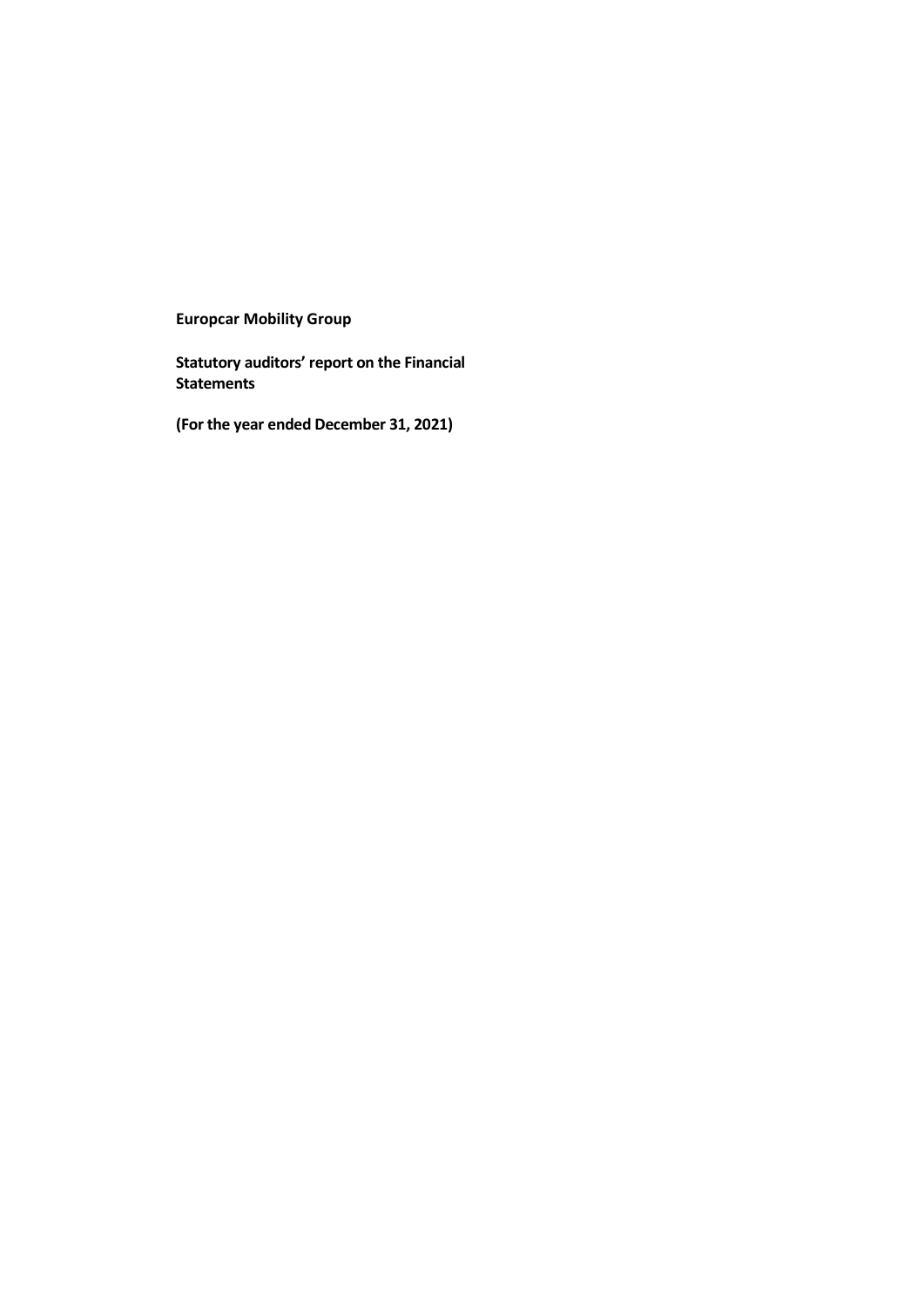**Europcar Mobility Group**

**Statutory auditors' report on the Financial Statements**

**(For the year ended December 31, 2021)**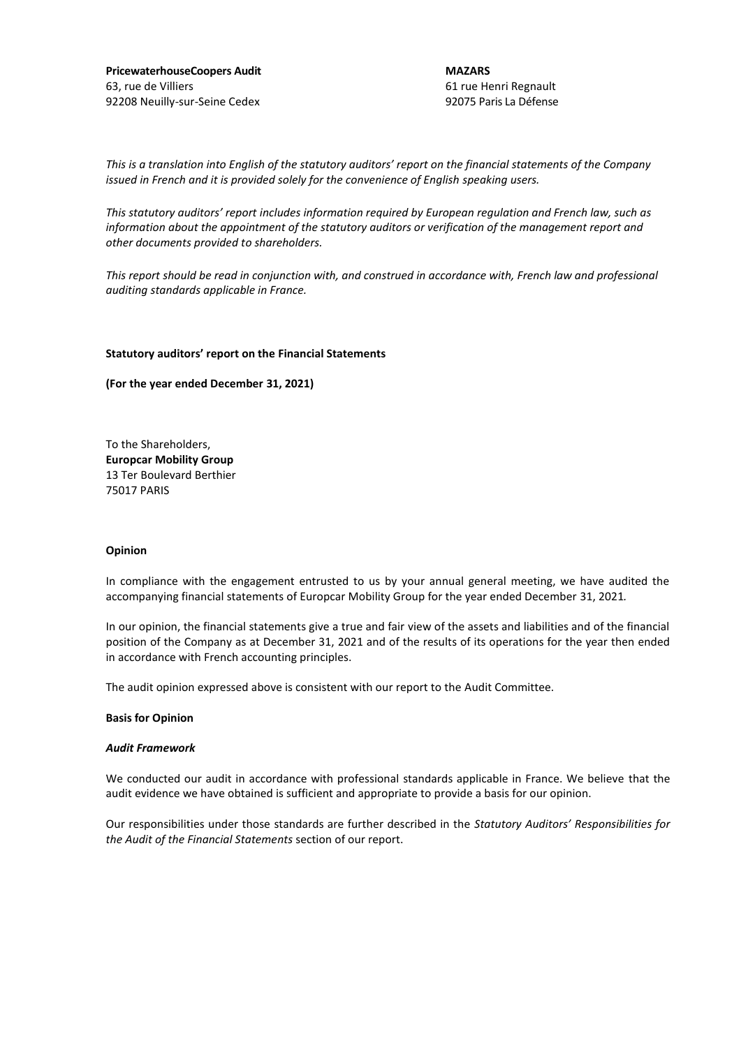**PricewaterhouseCoopers Audit**
63, rue de Villiers
92208 Neuilly-sur-Seine Cedex

**MAZARS**
61 rue Henri Regnault
92075 Paris La Défense

*This is a translation into English of the statutory auditors' report on the financial statements of the Company issued in French and it is provided solely for the convenience of English speaking users.*

*This statutory auditors' report includes information required by European regulation and French law, such as information about the appointment of the statutory auditors or verification of the management report and other documents provided to shareholders.*

*This report should be read in conjunction with, and construed in accordance with, French law and professional auditing standards applicable in France.*

**Statutory auditors' report on the Financial Statements**

**(For the year ended December 31, 2021)**

To the Shareholders,
**Europcar Mobility Group**
13 Ter Boulevard Berthier
75017 PARIS

**Opinion**

In compliance with the engagement entrusted to us by your annual general meeting, we have audited the accompanying financial statements of Europcar Mobility Group for the year ended December 31, 2021.

In our opinion, the financial statements give a true and fair view of the assets and liabilities and of the financial position of the Company as at December 31, 2021 and of the results of its operations for the year then ended in accordance with French accounting principles.

The audit opinion expressed above is consistent with our report to the Audit Committee.

**Basis for Opinion**

***Audit Framework***

We conducted our audit in accordance with professional standards applicable in France. We believe that the audit evidence we have obtained is sufficient and appropriate to provide a basis for our opinion.

Our responsibilities under those standards are further described in the *Statutory Auditors' Responsibilities for the Audit of the Financial Statements* section of our report.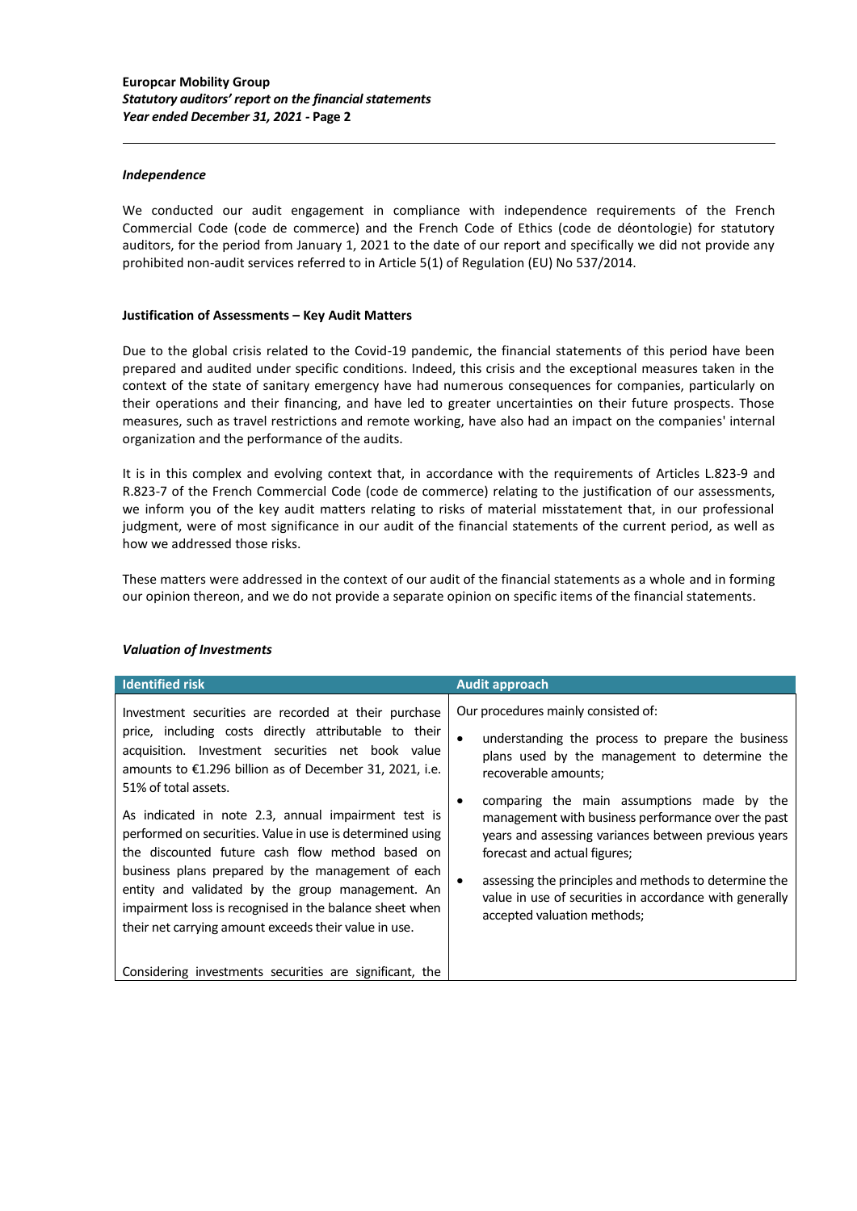### *Independence*

We conducted our audit engagement in compliance with independence requirements of the French Commercial Code (code de commerce) and the French Code of Ethics (code de déontologie) for statutory auditors, for the period from January 1, 2021 to the date of our report and specifically we did not provide any prohibited non-audit services referred to in Article 5(1) of Regulation (EU) No 537/2014.

## Justification of Assessments – Key Audit Matters

Due to the global crisis related to the Covid-19 pandemic, the financial statements of this period have been prepared and audited under specific conditions. Indeed, this crisis and the exceptional measures taken in the context of the state of sanitary emergency have had numerous consequences for companies, particularly on their operations and their financing, and have led to greater uncertainties on their future prospects. Those measures, such as travel restrictions and remote working, have also had an impact on the companies' internal organization and the performance of the audits.

It is in this complex and evolving context that, in accordance with the requirements of Articles L.823-9 and R.823-7 of the French Commercial Code (code de commerce) relating to the justification of our assessments, we inform you of the key audit matters relating to risks of material misstatement that, in our professional judgment, were of most significance in our audit of the financial statements of the current period, as well as how we addressed those risks.

These matters were addressed in the context of our audit of the financial statements as a whole and in forming our opinion thereon, and we do not provide a separate opinion on specific items of the financial statements.

### *Valuation of Investments*

| Identified risk | Audit approach |
| --- | --- |
| Investment securities are recorded at their purchase price, including costs directly attributable to their acquisition. Investment securities net book value amounts to €1.296 billion as of December 31, 2021, i.e. 51% of total assets.<br><br>As indicated in note 2.3, annual impairment test is performed on securities. Value in use is determined using the discounted future cash flow method based on business plans prepared by the management of each entity and validated by the group management. An impairment loss is recognised in the balance sheet when their net carrying amount exceeds their value in use.<br><br>Considering investments securities are significant, the | Our procedures mainly consisted of:<br><br>• understanding the process to prepare the business plans used by the management to determine the recoverable amounts;<br><br>• comparing the main assumptions made by the management with business performance over the past years and assessing variances between previous years forecast and actual figures;<br><br>• assessing the principles and methods to determine the value in use of securities in accordance with generally accepted valuation methods; |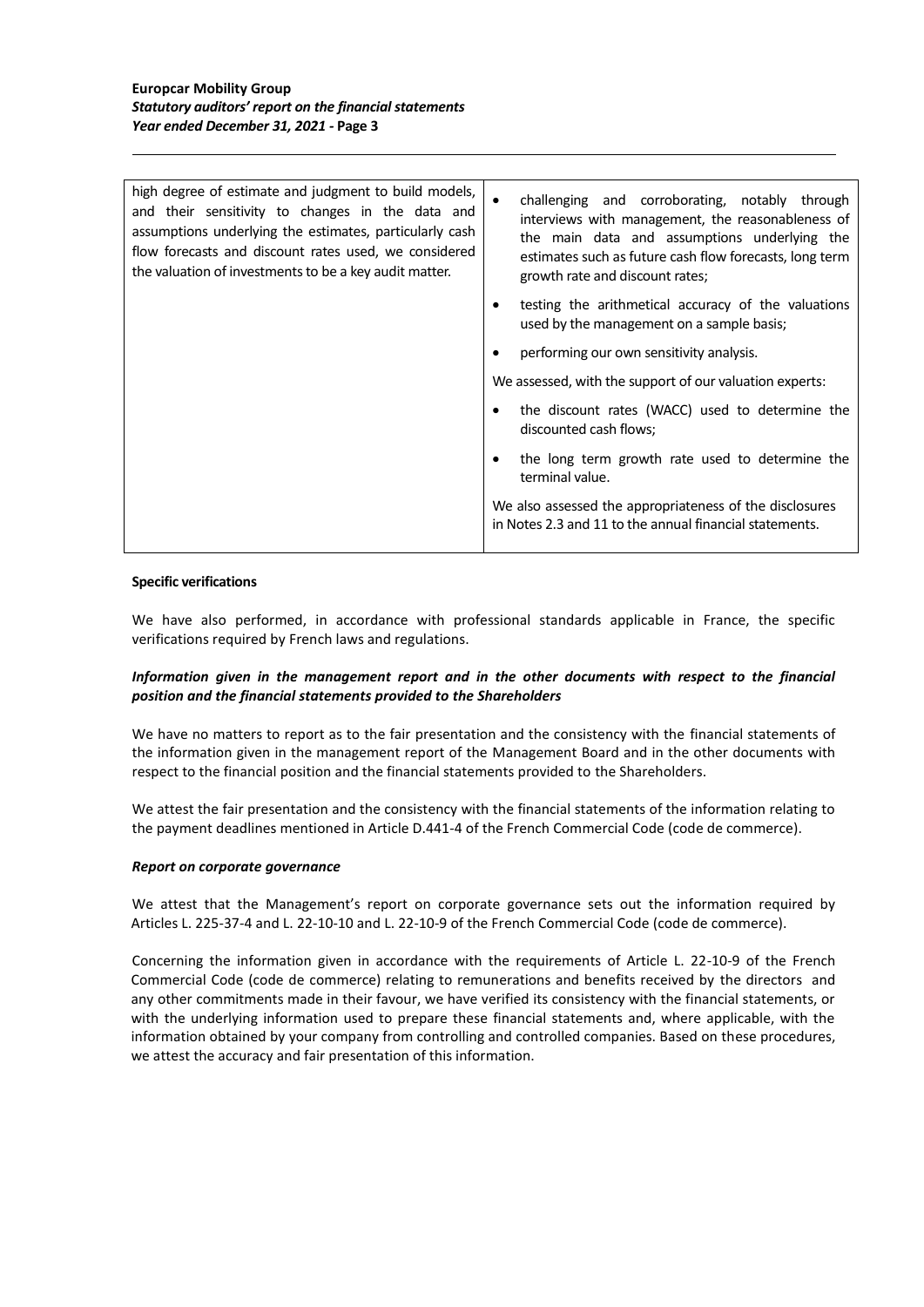| | |
|---|---|
| high degree of estimate and judgment to build models, and their sensitivity to changes in the data and assumptions underlying the estimates, particularly cash flow forecasts and discount rates used, we considered the valuation of investments to be a key audit matter. | • challenging and corroborating, notably through interviews with management, the reasonableness of the main data and assumptions underlying the estimates such as future cash flow forecasts, long term growth rate and discount rates;<br>• testing the arithmetical accuracy of the valuations used by the management on a sample basis;<br>• performing our own sensitivity analysis.<br>We assessed, with the support of our valuation experts:<br>• the discount rates (WACC) used to determine the discounted cash flows;<br>• the long term growth rate used to determine the terminal value.<br>We also assessed the appropriateness of the disclosures in Notes 2.3 and 11 to the annual financial statements. |

**Specific verifications**

We have also performed, in accordance with professional standards applicable in France, the specific verifications required by French laws and regulations.

***Information given in the management report and in the other documents with respect to the financial position and the financial statements provided to the Shareholders***

We have no matters to report as to the fair presentation and the consistency with the financial statements of the information given in the management report of the Management Board and in the other documents with respect to the financial position and the financial statements provided to the Shareholders.

We attest the fair presentation and the consistency with the financial statements of the information relating to the payment deadlines mentioned in Article D.441-4 of the French Commercial Code (code de commerce).

***Report on corporate governance***

We attest that the Management's report on corporate governance sets out the information required by Articles L. 225-37-4 and L. 22-10-10 and L. 22-10-9 of the French Commercial Code (code de commerce).

Concerning the information given in accordance with the requirements of Article L. 22-10-9 of the French Commercial Code (code de commerce) relating to remunerations and benefits received by the directors and any other commitments made in their favour, we have verified its consistency with the financial statements, or with the underlying information used to prepare these financial statements and, where applicable, with the information obtained by your company from controlling and controlled companies. Based on these procedures, we attest the accuracy and fair presentation of this information.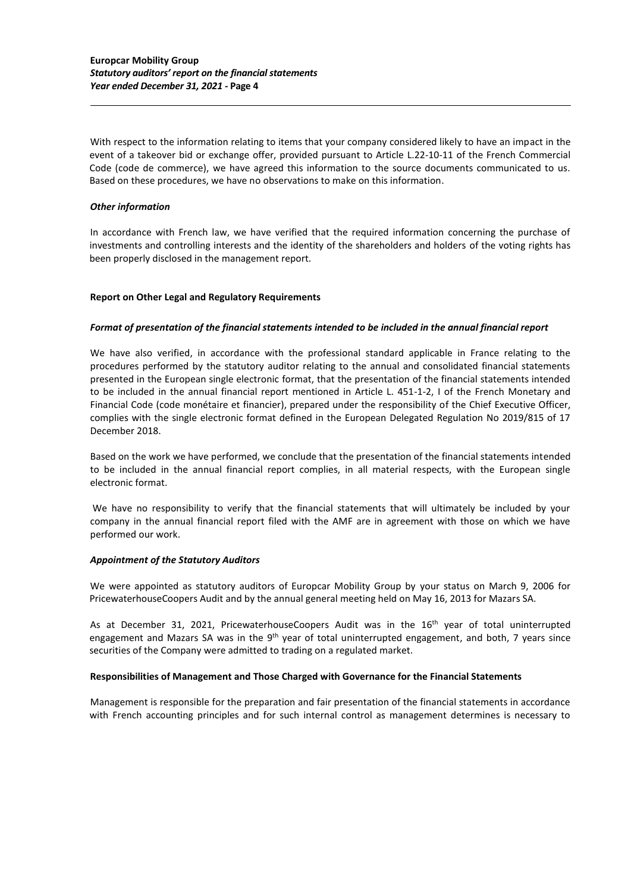With respect to the information relating to items that your company considered likely to have an impact in the event of a takeover bid or exchange offer, provided pursuant to Article L.22-10-11 of the French Commercial Code (code de commerce), we have agreed this information to the source documents communicated to us. Based on these procedures, we have no observations to make on this information.

***Other information***

In accordance with French law, we have verified that the required information concerning the purchase of investments and controlling interests and the identity of the shareholders and holders of the voting rights has been properly disclosed in the management report.

**Report on Other Legal and Regulatory Requirements**

***Format of presentation of the financial statements intended to be included in the annual financial report***

We have also verified, in accordance with the professional standard applicable in France relating to the procedures performed by the statutory auditor relating to the annual and consolidated financial statements presented in the European single electronic format, that the presentation of the financial statements intended to be included in the annual financial report mentioned in Article L. 451-1-2, I of the French Monetary and Financial Code (code monétaire et financier), prepared under the responsibility of the Chief Executive Officer, complies with the single electronic format defined in the European Delegated Regulation No 2019/815 of 17 December 2018.

Based on the work we have performed, we conclude that the presentation of the financial statements intended to be included in the annual financial report complies, in all material respects, with the European single electronic format.

We have no responsibility to verify that the financial statements that will ultimately be included by your company in the annual financial report filed with the AMF are in agreement with those on which we have performed our work.

***Appointment of the Statutory Auditors***

We were appointed as statutory auditors of Europcar Mobility Group by your status on March 9, 2006 for PricewaterhouseCoopers Audit and by the annual general meeting held on May 16, 2013 for Mazars SA.

As at December 31, 2021, PricewaterhouseCoopers Audit was in the 16th year of total uninterrupted engagement and Mazars SA was in the 9th year of total uninterrupted engagement, and both, 7 years since securities of the Company were admitted to trading on a regulated market.

**Responsibilities of Management and Those Charged with Governance for the Financial Statements**

Management is responsible for the preparation and fair presentation of the financial statements in accordance with French accounting principles and for such internal control as management determines is necessary to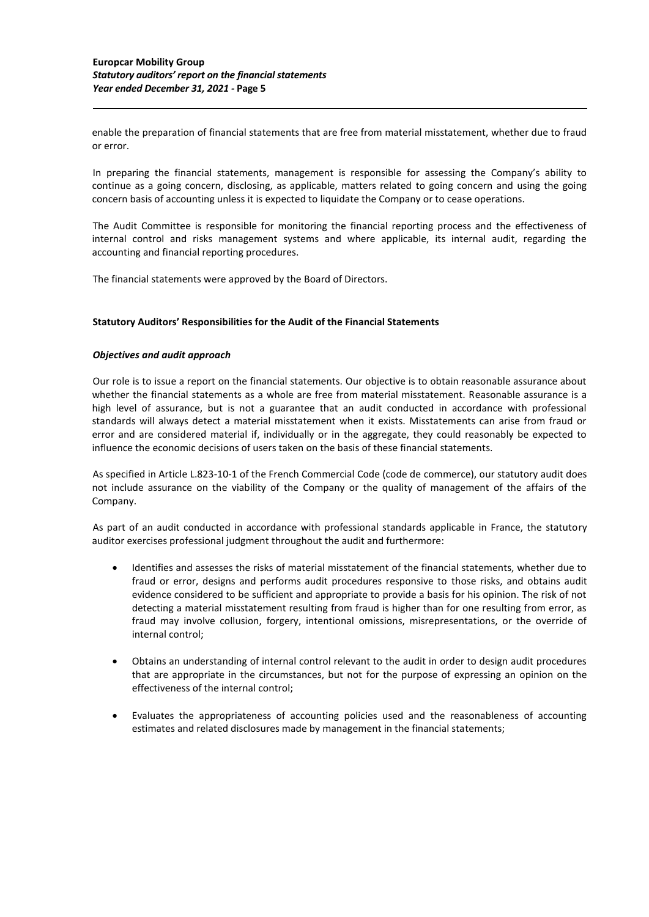enable the preparation of financial statements that are free from material misstatement, whether due to fraud or error.

In preparing the financial statements, management is responsible for assessing the Company's ability to continue as a going concern, disclosing, as applicable, matters related to going concern and using the going concern basis of accounting unless it is expected to liquidate the Company or to cease operations.

The Audit Committee is responsible for monitoring the financial reporting process and the effectiveness of internal control and risks management systems and where applicable, its internal audit, regarding the accounting and financial reporting procedures.

The financial statements were approved by the Board of Directors.

**Statutory Auditors' Responsibilities for the Audit of the Financial Statements**

***Objectives and audit approach***

Our role is to issue a report on the financial statements. Our objective is to obtain reasonable assurance about whether the financial statements as a whole are free from material misstatement. Reasonable assurance is a high level of assurance, but is not a guarantee that an audit conducted in accordance with professional standards will always detect a material misstatement when it exists. Misstatements can arise from fraud or error and are considered material if, individually or in the aggregate, they could reasonably be expected to influence the economic decisions of users taken on the basis of these financial statements.

As specified in Article L.823-10-1 of the French Commercial Code (code de commerce), our statutory audit does not include assurance on the viability of the Company or the quality of management of the affairs of the Company.

As part of an audit conducted in accordance with professional standards applicable in France, the statutory auditor exercises professional judgment throughout the audit and furthermore:

- Identifies and assesses the risks of material misstatement of the financial statements, whether due to fraud or error, designs and performs audit procedures responsive to those risks, and obtains audit evidence considered to be sufficient and appropriate to provide a basis for his opinion. The risk of not detecting a material misstatement resulting from fraud is higher than for one resulting from error, as fraud may involve collusion, forgery, intentional omissions, misrepresentations, or the override of internal control;

- Obtains an understanding of internal control relevant to the audit in order to design audit procedures that are appropriate in the circumstances, but not for the purpose of expressing an opinion on the effectiveness of the internal control;

- Evaluates the appropriateness of accounting policies used and the reasonableness of accounting estimates and related disclosures made by management in the financial statements;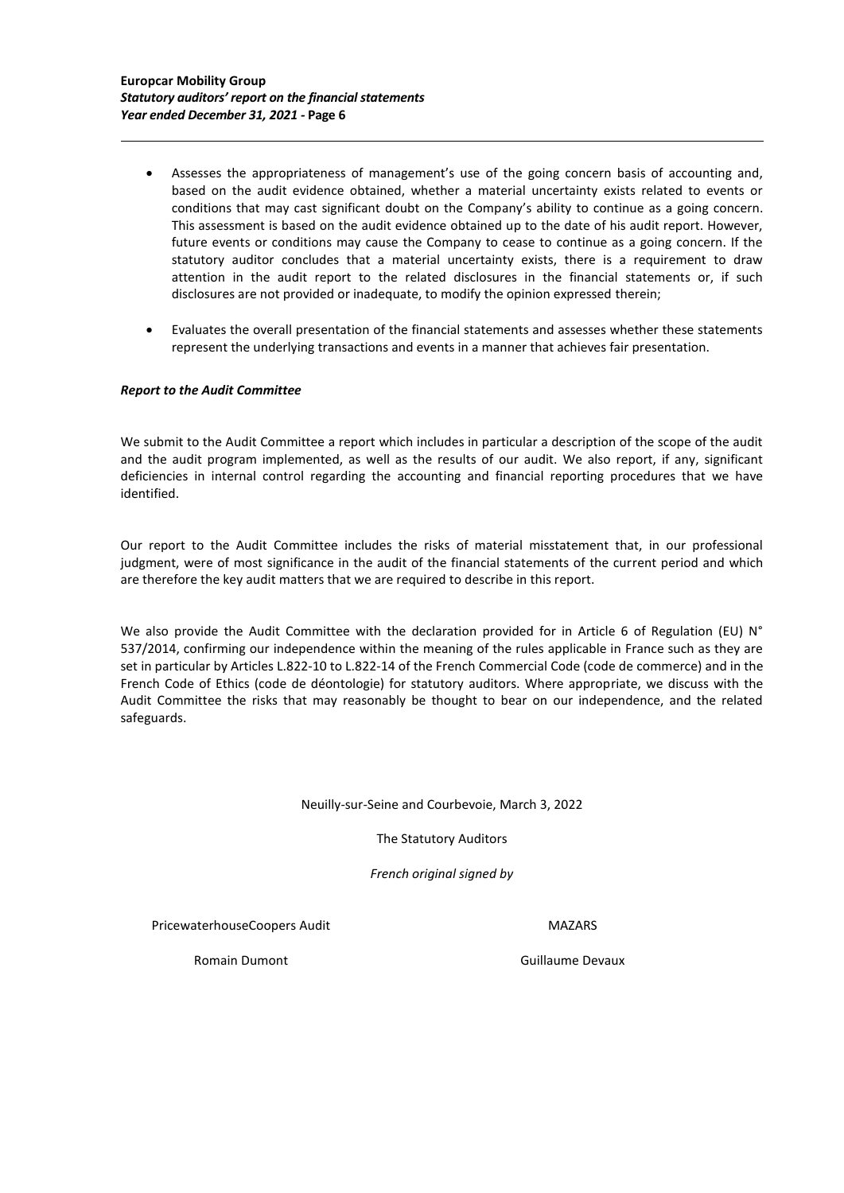- Assesses the appropriateness of management's use of the going concern basis of accounting and, based on the audit evidence obtained, whether a material uncertainty exists related to events or conditions that may cast significant doubt on the Company's ability to continue as a going concern. This assessment is based on the audit evidence obtained up to the date of his audit report. However, future events or conditions may cause the Company to cease to continue as a going concern. If the statutory auditor concludes that a material uncertainty exists, there is a requirement to draw attention in the audit report to the related disclosures in the financial statements or, if such disclosures are not provided or inadequate, to modify the opinion expressed therein;
- Evaluates the overall presentation of the financial statements and assesses whether these statements represent the underlying transactions and events in a manner that achieves fair presentation.

***Report to the Audit Committee***

We submit to the Audit Committee a report which includes in particular a description of the scope of the audit and the audit program implemented, as well as the results of our audit. We also report, if any, significant deficiencies in internal control regarding the accounting and financial reporting procedures that we have identified.

Our report to the Audit Committee includes the risks of material misstatement that, in our professional judgment, were of most significance in the audit of the financial statements of the current period and which are therefore the key audit matters that we are required to describe in this report.

We also provide the Audit Committee with the declaration provided for in Article 6 of Regulation (EU) N° 537/2014, confirming our independence within the meaning of the rules applicable in France such as they are set in particular by Articles L.822-10 to L.822-14 of the French Commercial Code (code de commerce) and in the French Code of Ethics (code de déontologie) for statutory auditors. Where appropriate, we discuss with the Audit Committee the risks that may reasonably be thought to bear on our independence, and the related safeguards.

Neuilly-sur-Seine and Courbevoie, March 3, 2022

The Statutory Auditors

*French original signed by*

| PricewaterhouseCoopers Audit | MAZARS |
|---|---|
| Romain Dumont | Guillaume Devaux |